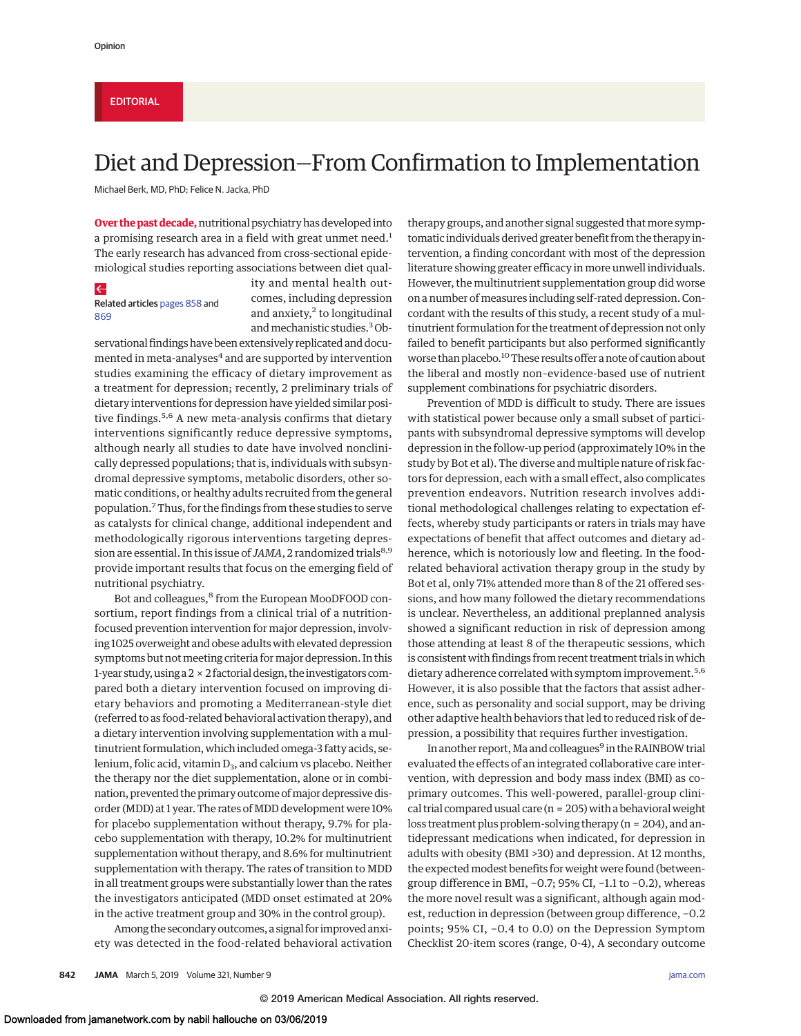Opinion

EDITORIAL

# Diet and Depression—From Confirmation to Implementation

Michael Berk, MD, PhD; Felice N. Jacka, PhD

Related articles pages 858 and 869

**Over the past decade,** nutritional psychiatry has developed into a promising research area in a field with great unmet need.[1] The early research has advanced from cross-sectional epidemiological studies reporting associations between diet quality and mental health outcomes, including depression and anxiety,[2] to longitudinal and mechanistic studies.[3] Observational findings have been extensively replicated and documented in meta-analyses[4] and are supported by intervention studies examining the efficacy of dietary improvement as a treatment for depression; recently, 2 preliminary trials of dietary interventions for depression have yielded similar positive findings.[5,6] A new meta-analysis confirms that dietary interventions significantly reduce depressive symptoms, although nearly all studies to date have involved nonclinically depressed populations; that is, individuals with subsyndromal depressive symptoms, metabolic disorders, other somatic conditions, or healthy adults recruited from the general population.[7] Thus, for the findings from these studies to serve as catalysts for clinical change, additional independent and methodologically rigorous interventions targeting depression are essential. In this issue of *JAMA*, 2 randomized trials[8,9] provide important results that focus on the emerging field of nutritional psychiatry.

Bot and colleagues,[8] from the European MooDFOOD consortium, report findings from a clinical trial of a nutrition-focused prevention intervention for major depression, involving 1025 overweight and obese adults with elevated depression symptoms but not meeting criteria for major depression. In this 1-year study, using a 2 × 2 factorial design, the investigators compared both a dietary intervention focused on improving dietary behaviors and promoting a Mediterranean-style diet (referred to as food-related behavioral activation therapy), and a dietary intervention involving supplementation with a multinutrient formulation, which included omega-3 fatty acids, selenium, folic acid, vitamin $D_3$, and calcium vs placebo. Neither the therapy nor the diet supplementation, alone or in combination, prevented the primary outcome of major depressive disorder (MDD) at 1 year. The rates of MDD development were 10% for placebo supplementation without therapy, 9.7% for placebo supplementation with therapy, 10.2% for multinutrient supplementation without therapy, and 8.6% for multinutrient supplementation with therapy. The rates of transition to MDD in all treatment groups were substantially lower than the rates the investigators anticipated (MDD onset estimated at 20% in the active treatment group and 30% in the control group).

Among the secondary outcomes, a signal for improved anxiety was detected in the food-related behavioral activation therapy groups, and another signal suggested that more symptomatic individuals derived greater benefit from the therapy intervention, a finding concordant with most of the depression literature showing greater efficacy in more unwell individuals. However, the multinutrient supplementation group did worse on a number of measures including self-rated depression. Concordant with the results of this study, a recent study of a multinutrient formulation for the treatment of depression not only failed to benefit participants but also performed significantly worse than placebo.[10] These results offer a note of caution about the liberal and mostly non-evidence-based use of nutrient supplement combinations for psychiatric disorders.

Prevention of MDD is difficult to study. There are issues with statistical power because only a small subset of participants with subsyndromal depressive symptoms will develop depression in the follow-up period (approximately 10% in the study by Bot et al). The diverse and multiple nature of risk factors for depression, each with a small effect, also complicates prevention endeavors. Nutrition research involves additional methodological challenges relating to expectation effects, whereby study participants or raters in trials may have expectations of benefit that affect outcomes and dietary adherence, which is notoriously low and fleeting. In the food-related behavioral activation therapy group in the study by Bot et al, only 71% attended more than 8 of the 21 offered sessions, and how many followed the dietary recommendations is unclear. Nevertheless, an additional preplanned analysis showed a significant reduction in risk of depression among those attending at least 8 of the therapeutic sessions, which is consistent with findings from recent treatment trials in which dietary adherence correlated with symptom improvement.[5,6] However, it is also possible that the factors that assist adherence, such as personality and social support, may be driving other adaptive health behaviors that led to reduced risk of depression, a possibility that requires further investigation.

In another report, Ma and colleagues[9] in the RAINBOW trial evaluated the effects of an integrated collaborative care intervention, with depression and body mass index (BMI) as coprimary outcomes. This well-powered, parallel-group clinical trial compared usual care (n = 205) with a behavioral weight loss treatment plus problem-solving therapy (n = 204), and antidepressant medications when indicated, for depression in adults with obesity (BMI >30) and depression. At 12 months, the expected modest benefits for weight were found (between-group difference in BMI, −0.7; 95% CI, −1.1 to −0.2), whereas the more novel result was a significant, although again modest, reduction in depression (between group difference, −0.2 points; 95% CI, −0.4 to 0.0) on the Depression Symptom Checklist 20-item scores (range, 0-4), A secondary outcome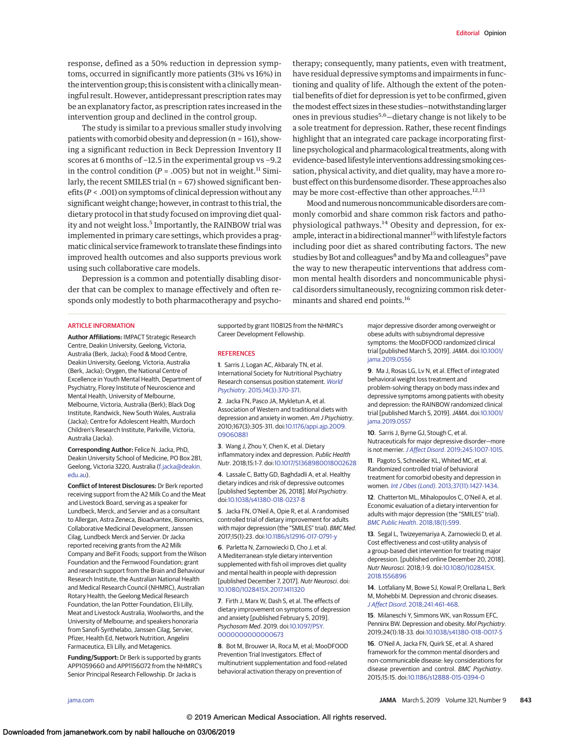response, defined as a 50% reduction in depression symptoms, occurred in significantly more patients (31% vs 16%) in the intervention group; this is consistent with a clinically meaningful result. However, antidepressant prescription rates may be an explanatory factor, as prescription rates increased in the intervention group and declined in the control group.

The study is similar to a previous smaller study involving patients with comorbid obesity and depression (n = 161), showing a significant reduction in Beck Depression Inventory II scores at 6 months of −12.5 in the experimental group vs −9.2 in the control condition ($P$ = .005) but not in weight.[11] Similarly, the recent SMILES trial (n = 67) showed significant benefits ($P$ < .001) on symptoms of clinical depression without any significant weight change; however, in contrast to this trial, the dietary protocol in that study focused on improving diet quality and not weight loss.[5] Importantly, the RAINBOW trial was implemented in primary care settings, which provides a pragmatic clinical service framework to translate these findings into improved health outcomes and also supports previous work using such collaborative care models.

Depression is a common and potentially disabling disorder that can be complex to manage effectively and often responds only modestly to both pharmacotherapy and psychotherapy; consequently, many patients, even with treatment, have residual depressive symptoms and impairments in functioning and quality of life. Although the extent of the potential benefits of diet for depression is yet to be confirmed, given the modest effect sizes in these studies—notwithstanding larger ones in previous studies[5,6]—dietary change is not likely to be a sole treatment for depression. Rather, these recent findings highlight that an integrated care package incorporating first-line psychological and pharmacological treatments, along with evidence-based lifestyle interventions addressing smoking cessation, physical activity, and diet quality, may have a more robust effect on this burdensome disorder. These approaches also may be more cost-effective than other approaches.[12,13]

Mood and numerous noncommunicable disorders are commonly comorbid and share common risk factors and pathophysiological pathways.[14] Obesity and depression, for example, interact in a bidirectional manner[15] with lifestyle factors including poor diet as shared contributing factors. The new studies by Bot and colleagues[8] and by Ma and colleagues[9] pave the way to new therapeutic interventions that address common mental health disorders and noncommunicable physical disorders simultaneously, recognizing common risk determinants and shared end points.[16]

## ARTICLE INFORMATION

**Author Affiliations:** IMPACT Strategic Research Centre, Deakin University, Geelong, Victoria, Australia (Berk, Jacka); Food & Mood Centre, Deakin University, Geelong, Victoria, Australia (Berk, Jacka); Orygen, the National Centre of Excellence in Youth Mental Health, Department of Psychiatry, Florey Institute of Neuroscience and Mental Health, University of Melbourne, Melbourne, Victoria, Australia (Berk); Black Dog Institute, Randwick, New South Wales, Australia (Jacka); Centre for Adolescent Health, Murdoch Children's Research Institute, Parkville, Victoria, Australia (Jacka).

**Corresponding Author:** Felice N. Jacka, PhD, Deakin University School of Medicine, PO Box 281, Geelong, Victoria 3220, Australia (f.jacka@deakin.edu.au).

**Conflict of Interest Disclosures:** Dr Berk reported receiving support from the A2 Milk Co and the Meat and Livestock Board, serving as a speaker for Lundbeck, Merck, and Servier and as a consultant to Allergan, Astra Zeneca, Bioadvantex, Bionomics, Collaborative Medicinal Development, Janssen Cilag, Lundbeck Merck and Servier. Dr Jacka reported receiving grants from the A2 Milk Company and BeFit Foods; support from the Wilson Foundation and the Fernwood Foundation; grant and research support from the Brain and Behaviour Research Institute, the Australian National Health and Medical Research Council (NHMRC), Australian Rotary Health, the Geelong Medical Research Foundation, the Ian Potter Foundation, Eli Lilly, Meat and Livestock Australia, Woolworths, and the University of Melbourne; and speakers honoraria from Sanofi-Synthelabo, Janssen Cilag, Servier, Pfizer, Health Ed, Network Nutrition, Angelini Farmaceutica, Eli Lilly, and Metagenics.

**Funding/Support:** Dr Berk is supported by grants APP1059660 and APP1156072 from the NHMRC's Senior Principal Research Fellowship. Dr Jacka is supported by grant 1108125 from the NHMRC's Career Development Fellowship.

## REFERENCES

1. Sarris J, Logan AC, Akbaraly TN, et al. International Society for Nutritional Psychiatry Research consensus position statement. *World Psychiatry*. 2015;14(3):370-371.

2. Jacka FN, Pasco JA, Mykletun A, et al. Association of Western and traditional diets with depression and anxiety in women. *Am J Psychiatry*. 2010;167(3):305-311. doi:10.1176/appi.ajp.2009.09060881

3. Wang J, Zhou Y, Chen K, et al. Dietary inflammatory index and depression. *Public Health Nutr*. 2018;15:1-7. doi:10.1017/S1368980018002628

4. Lassale C, Batty GD, Baghdadli A, et al. Healthy dietary indices and risk of depressive outcomes [published September 26, 2018]. *Mol Psychiatry*. doi:10.1038/s41380-018-0237-8

5. Jacka FN, O'Neil A, Opie R, et al. A randomised controlled trial of dietary improvement for adults with major depression (the "SMILES" trial). *BMC Med*. 2017;15(1):23. doi:10.1186/s12916-017-0791-y

6. Parletta N, Zarnowiecki D, Cho J, et al. A Mediterranean-style dietary intervention supplemented with fish oil improves diet quality and mental health in people with depression [published December 7, 2017]. *Nutr Neurosci*. doi:10.1080/1028415X.2017.1411320

7. Firth J, Marx W, Dash S, et al. The effects of dietary improvement on symptoms of depression and anxiety [published February 5, 2019]. *Psychosom Med*. 2019. doi:10.1097/PSY.0000000000000673

8. Bot M, Brouwer IA, Roca M, et al; MooDFOOD Prevention Trial Investigators. Effect of multinutrient supplementation and food-related behavioral activation therapy on prevention of major depressive disorder among overweight or obese adults with subsyndromal depressive symptoms: the MooDFOOD randomized clinical trial [published March 5, 2019]. *JAMA*. doi:10.1001/jama.2019.0556

9. Ma J, Rosas LG, Lv N, et al. Effect of integrated behavioral weight loss treatment and problem-solving therapy on body mass index and depressive symptoms among patients with obesity and depression: the RAINBOW randomized clinical trial [published March 5, 2019]. *JAMA*. doi:10.1001/jama.2019.0557

10. Sarris J, Byrne GJ, Stough C, et al. Nutraceuticals for major depressive disorder—more is not merrier. *J Affect Disord*. 2019;245:1007-1015.

11. Pagoto S, Schneider KL, Whited MC, et al. Randomized controlled trial of behavioral treatment for comorbid obesity and depression in women. *Int J Obes (Lond)*. 2013;37(11):1427-1434.

12. Chatterton ML, Mihalopoulos C, O'Neil A, et al. Economic evaluation of a dietary intervention for adults with major depression (the "SMILES" trial). *BMC Public Health*. 2018;18(1):599.

13. Segal L, Twizeyemariya A, Zarnowiecki D, et al. Cost effectiveness and cost-utility analysis of a group-based diet intervention for treating major depression. [published online December 20, 2018]. *Nutr Neurosci*. 2018;1-9. doi:10.1080/1028415X.2018.1556896

14. Lotfaliany M, Bowe SJ, Kowal P, Orellana L, Berk M, Mohebbi M. Depression and chronic diseases. *J Affect Disord*. 2018;241:461-468.

15. Milaneschi Y, Simmons WK, van Rossum EFC, Penninx BW. Depression and obesity. *Mol Psychiatry*. 2019;24(1):18-33. doi:10.1038/s41380-018-0017-5

16. O'Neil A, Jacka FN, Quirk SE, et al. A shared framework for the common mental disorders and non-communicable disease: key considerations for disease prevention and control. *BMC Psychiatry*. 2015;15:15. doi:10.1186/s12888-015-0394-0